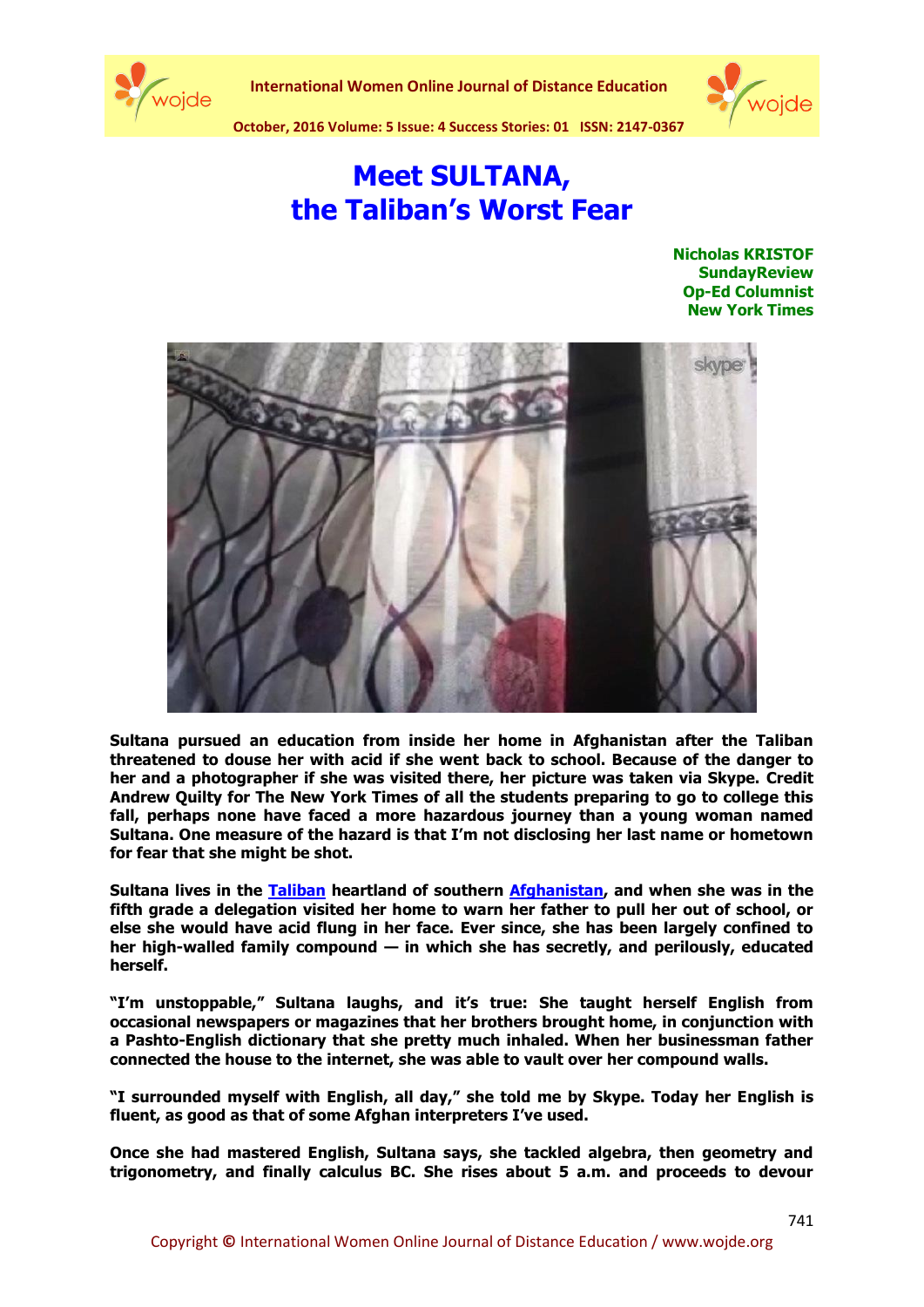# Meet SULTANA, the Taliban's Worst Fear

**Nicholas KRISTOF**
**SundayReview**
**Op-Ed Columnist**
**New York Times**

**Sultana pursued an education from inside her home in Afghanistan after the Taliban threatened to douse her with acid if she went back to school. Because of the danger to her and a photographer if she was visited there, her picture was taken via Skype. Credit Andrew Quilty for The New York Times of all the students preparing to go to college this fall, perhaps none have faced a more hazardous journey than a young woman named Sultana. One measure of the hazard is that I'm not disclosing her last name or hometown for fear that she might be shot.**

**Sultana lives in the Taliban heartland of southern Afghanistan, and when she was in the fifth grade a delegation visited her home to warn her father to pull her out of school, or else she would have acid flung in her face. Ever since, she has been largely confined to her high-walled family compound — in which she has secretly, and perilously, educated herself.**

**"I'm unstoppable," Sultana laughs, and it's true: She taught herself English from occasional newspapers or magazines that her brothers brought home, in conjunction with a Pashto-English dictionary that she pretty much inhaled. When her businessman father connected the house to the internet, she was able to vault over her compound walls.**

**"I surrounded myself with English, all day," she told me by Skype. Today her English is fluent, as good as that of some Afghan interpreters I've used.**

**Once she had mastered English, Sultana says, she tackled algebra, then geometry and trigonometry, and finally calculus BC. She rises about 5 a.m. and proceeds to devour**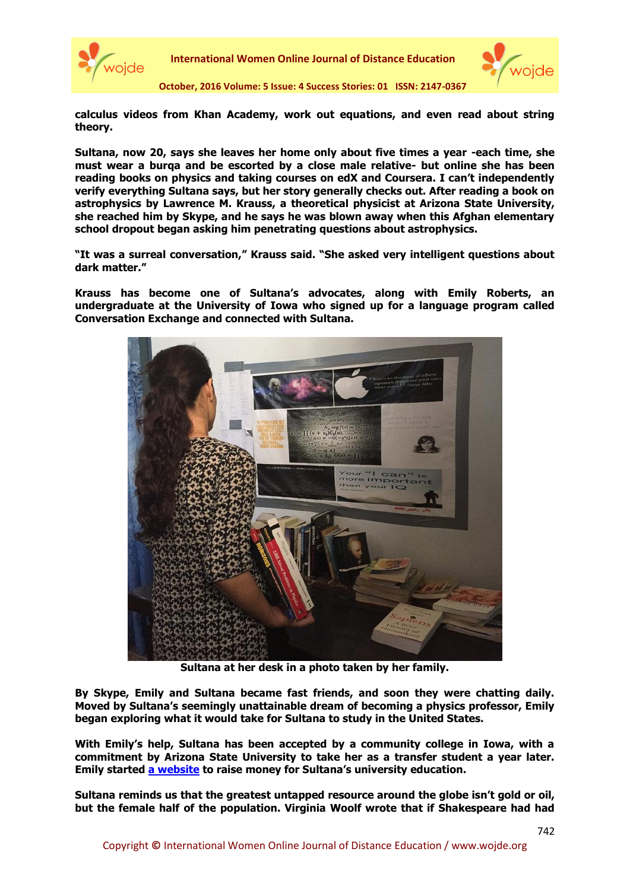**calculus videos from Khan Academy, work out equations, and even read about string theory.**

**Sultana, now 20, says she leaves her home only about five times a year -each time, she must wear a burqa and be escorted by a close male relative- but online she has been reading books on physics and taking courses on edX and Coursera. I can't independently verify everything Sultana says, but her story generally checks out. After reading a book on astrophysics by Lawrence M. Krauss, a theoretical physicist at Arizona State University, she reached him by Skype, and he says he was blown away when this Afghan elementary school dropout began asking him penetrating questions about astrophysics.**

**"It was a surreal conversation," Krauss said. "She asked very intelligent questions about dark matter."**

**Krauss has become one of Sultana's advocates, along with Emily Roberts, an undergraduate at the University of Iowa who signed up for a language program called Conversation Exchange and connected with Sultana.**

**Sultana at her desk in a photo taken by her family.**

**By Skype, Emily and Sultana became fast friends, and soon they were chatting daily. Moved by Sultana's seemingly unattainable dream of becoming a physics professor, Emily began exploring what it would take for Sultana to study in the United States.**

**With Emily's help, Sultana has been accepted by a community college in Iowa, with a commitment by Arizona State University to take her as a transfer student a year later. Emily started [a website] to raise money for Sultana's university education.**

**Sultana reminds us that the greatest untapped resource around the globe isn't gold or oil, but the female half of the population. Virginia Woolf wrote that if Shakespeare had had**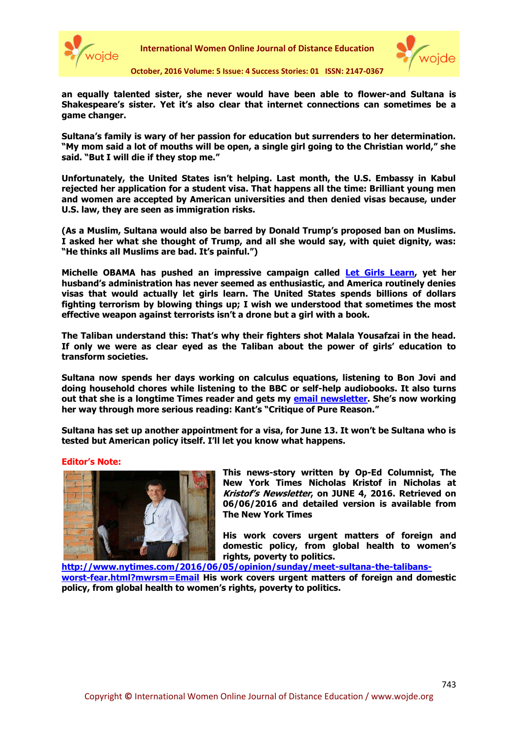**an equally talented sister, she never would have been able to flower-and Sultana is Shakespeare's sister. Yet it's also clear that internet connections can sometimes be a game changer.**

**Sultana's family is wary of her passion for education but surrenders to her determination. "My mom said a lot of mouths will be open, a single girl going to the Christian world," she said. "But I will die if they stop me."**

**Unfortunately, the United States isn't helping. Last month, the U.S. Embassy in Kabul rejected her application for a student visa. That happens all the time: Brilliant young men and women are accepted by American universities and then denied visas because, under U.S. law, they are seen as immigration risks.**

**(As a Muslim, Sultana would also be barred by Donald Trump's proposed ban on Muslims. I asked her what she thought of Trump, and all she would say, with quiet dignity, was: "He thinks all Muslims are bad. It's painful.")**

**Michelle OBAMA has pushed an impressive campaign called Let Girls Learn, yet her husband's administration has never seemed as enthusiastic, and America routinely denies visas that would actually let girls learn. The United States spends billions of dollars fighting terrorism by blowing things up; I wish we understood that sometimes the most effective weapon against terrorists isn't a drone but a girl with a book.**

**The Taliban understand this: That's why their fighters shot Malala Yousafzai in the head. If only we were as clear eyed as the Taliban about the power of girls' education to transform societies.**

**Sultana now spends her days working on calculus equations, listening to Bon Jovi and doing household chores while listening to the BBC or self-help audiobooks. It also turns out that she is a longtime Times reader and gets my email newsletter. She's now working her way through more serious reading: Kant's "Critique of Pure Reason."**

**Sultana has set up another appointment for a visa, for June 13. It won't be Sultana who is tested but American policy itself. I'll let you know what happens.**

**Editor's Note:**

**This news-story written by Op-Ed Columnist, The New York Times Nicholas Kristof in Nicholas at *Kristof's Newsletter*, on JUNE 4, 2016. Retrieved on 06/06/2016 and detailed version is available from The New York Times**

**His work covers urgent matters of foreign and domestic policy, from global health to women's rights, poverty to politics.**

**http://www.nytimes.com/2016/06/05/opinion/sunday/meet-sultana-the-talibans-worst-fear.html?mwrsm=Email His work covers urgent matters of foreign and domestic policy, from global health to women's rights, poverty to politics.**